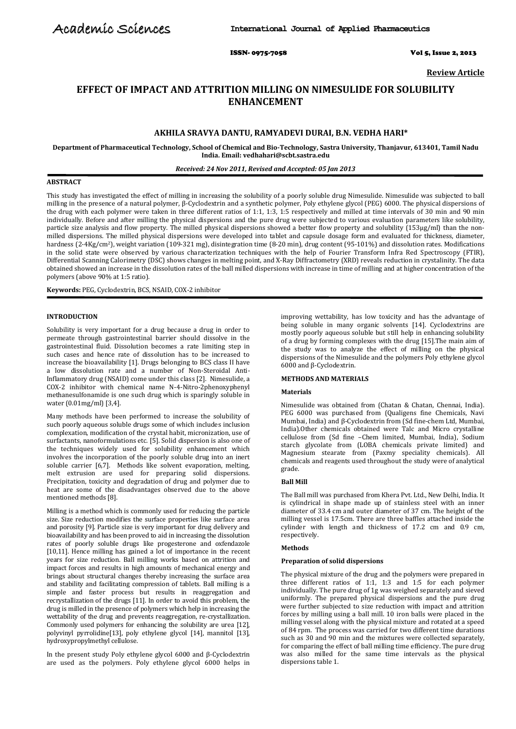Review Article

# EFFECT OF IMPACT AND ATTRITION MILLING ON NIMESULIDE FOR SOLUBILITY ENHANCEMENT

**AKHILA SRAVYA DANTU, RAMYADEVI DURAI, B.N. VEDHA HARI***

**Department of Pharmaceutical Technology, School of Chemical and Bio-Technology, Sastra University, Thanjavur, 613401, Tamil Nadu India. Email: vedhahari@scbt.sastra.edu**

*Received: 24 Nov 2011, Revised and Accepted: 05 Jan 2013*

## ABSTRACT

This study has investigated the effect of milling in increasing the solubility of a poorly soluble drug Nimesulide. Nimesulide was subjected to ball milling in the presence of a natural polymer, β-Cyclodextrin and a synthetic polymer, Poly ethylene glycol (PEG) 6000. The physical dispersions of the drug with each polymer were taken in three different ratios of 1:1, 1:3, 1:5 respectively and milled at time intervals of 30 min and 90 min individually. Before and after milling the physical dispersions and the pure drug were subjected to various evaluation parameters like solubility, particle size analysis and flow property. The milled physical dispersions showed a better flow property and solubility (153µg/ml) than the non-milled dispersions. The milled physical dispersions were developed into tablet and capsule dosage form and evaluated for thickness, diameter, hardness (2-4Kg/cm$^2$), weight variation (109-321 mg), disintegration time (8-20 min), drug content (95-101%) and dissolution rates. Modifications in the solid state were observed by various characterization techniques with the help of Fourier Transform Infra Red Spectroscopy (FTIR), Differential Scanning Calorimetry (DSC) shows changes in melting point, and X-Ray Diffractometry (XRD) reveals reduction in crystalinity. The data obtained showed an increase in the dissolution rates of the ball milled dispersions with increase in time of milling and at higher concentration of the polymers (above 90% at 1:5 ratio).

**Keywords:** PEG, Cyclodextrin, BCS, NSAID, COX-2 inhibitor

## INTRODUCTION

Solubility is very important for a drug because a drug in order to permeate through gastrointestinal barrier should dissolve in the gastrointestinal fluid. Dissolution becomes a rate limiting step in such cases and hence rate of dissolution has to be increased to increase the bioavailability [1]. Drugs belonging to BCS class II have a low dissolution rate and a number of Non-Steroidal Anti-Inflammatory drug (NSAID) come under this class [2]. Nimesulide, a COX-2 inhibitor with chemical name N-4-Nitro-2phenoxyphenyl methanesulfonamide is one such drug which is sparingly soluble in water (0.01mg/ml) [3,4].

Many methods have been performed to increase the solubility of such poorly aqueous soluble drugs some of which includes inclusion complexation, modification of the crystal habit, micronization, use of surfactants, nanoformulations etc. [5]. Solid dispersion is also one of the techniques widely used for solubility enhancement which involves the incorporation of the poorly soluble drug into an inert soluble carrier [6,7]. Methods like solvent evaporation, melting, melt extrusion are used for preparing solid dispersions. Precipitation, toxicity and degradation of drug and polymer due to heat are some of the disadvantages observed due to the above mentioned methods [8].

Milling is a method which is commonly used for reducing the particle size. Size reduction modifies the surface properties like surface area and porosity [9]. Particle size is very important for drug delivery and bioavailability and has been proved to aid in increasing the dissolution rates of poorly soluble drugs like progesterone and oxfendazole [10,11]. Hence milling has gained a lot of importance in the recent years for size reduction. Ball milling works based on attrition and impact forces and results in high amounts of mechanical energy and brings about structural changes thereby increasing the surface area and stability and facilitating compression of tablets. Ball milling is a simple and faster process but results in reaggregation and recrystallization of the drugs [11]. In order to avoid this problem, the drug is milled in the presence of polymers which help in increasing the wettability of the drug and prevents reaggregation, re-crystallization. Commonly used polymers for enhancing the solubility are urea [12], polyvinyl pyrrolidine[13], poly ethylene glycol [14], mannitol [13], hydroxypropylmethyl cellulose.

In the present study Poly ethylene glycol 6000 and β-Cyclodextrin are used as the polymers. Poly ethylene glycol 6000 helps in improving wettability, has low toxicity and has the advantage of being soluble in many organic solvents [14]. Cyclodextrins are mostly poorly aqueous soluble but still help in enhancing solubility of a drug by forming complexes with the drug [15].The main aim of the study was to analyze the effect of milling on the physical dispersions of the Nimesulide and the polymers Poly ethylene glycol 6000 and β-Cyclodextrin.

## METHODS AND MATERIALS

### Materials

Nimesulide was obtained from (Chatan & Chatan, Chennai, India). PEG 6000 was purchased from (Qualigens fine Chemicals, Navi Mumbai, India) and β-Cyclodextrin from (Sd fine-chem Ltd, Mumbai, India).Other chemicals obtained were Talc and Micro crystalline cellulose from (Sd fine –Chem limited, Mumbai, India), Sodium starch glycolate from (LOBA chemicals private limited) and Magnesium stearate from (Paxmy speciality chemicals). All chemicals and reagents used throughout the study were of analytical grade.

### Ball Mill

The Ball mill was purchased from Khera Pvt. Ltd., New Delhi, India. It is cylindrical in shape made up of stainless steel with an inner diameter of 33.4 cm and outer diameter of 37 cm. The height of the milling vessel is 17.5cm. There are three baffles attached inside the cylinder with length and thickness of 17.2 cm and 0.9 cm, respectively.

### Methods

#### Preparation of solid dispersions

The physical mixture of the drug and the polymers were prepared in three different ratios of 1:1, 1:3 and 1:5 for each polymer individually. The pure drug of 1g was weighed separately and sieved uniformly. The prepared physical dispersions and the pure drug were further subjected to size reduction with impact and attrition forces by milling using a ball mill. 10 iron balls were placed in the milling vessel along with the physical mixture and rotated at a speed of 84 rpm. The process was carried for two different time durations such as 30 and 90 min and the mixtures were collected separately, for comparing the effect of ball milling time efficiency. The pure drug was also milled for the same time intervals as the physical dispersions table 1.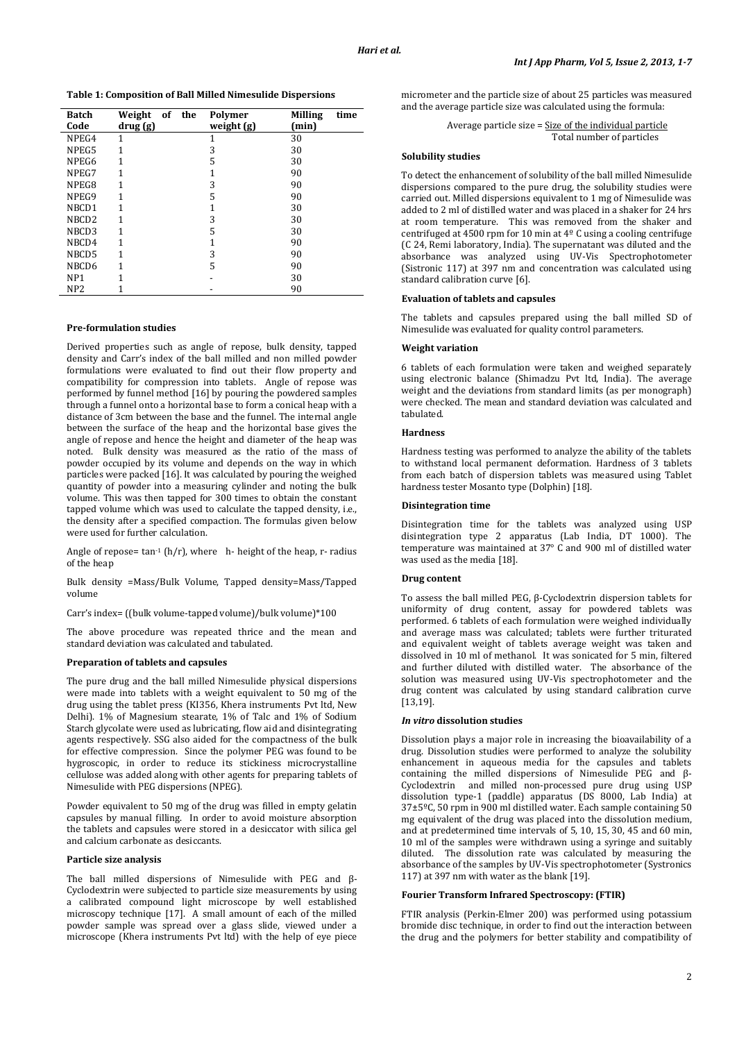**Table 1: Composition of Ball Milled Nimesulide Dispersions**

| Batch Code | Weight of the drug (g) | Polymer weight (g) | Milling time (min) |
|---|---|---|---|
| NPEG4 | 1 | 1 | 30 |
| NPEG5 | 1 | 3 | 30 |
| NPEG6 | 1 | 5 | 30 |
| NPEG7 | 1 | 1 | 90 |
| NPEG8 | 1 | 3 | 90 |
| NPEG9 | 1 | 5 | 90 |
| NBCD1 | 1 | 1 | 30 |
| NBCD2 | 1 | 3 | 30 |
| NBCD3 | 1 | 5 | 30 |
| NBCD4 | 1 | 1 | 90 |
| NBCD5 | 1 | 3 | 90 |
| NBCD6 | 1 | 5 | 90 |
| NP1 | 1 | - | 30 |
| NP2 | 1 | - | 90 |

**Pre-formulation studies**

Derived properties such as angle of repose, bulk density, tapped density and Carr's index of the ball milled and non milled powder formulations were evaluated to find out their flow property and compatibility for compression into tablets. Angle of repose was performed by funnel method [16] by pouring the powdered samples through a funnel onto a horizontal base to form a conical heap with a distance of 3cm between the base and the funnel. The internal angle between the surface of the heap and the horizontal base gives the angle of repose and hence the height and diameter of the heap was noted. Bulk density was measured as the ratio of the mass of powder occupied by its volume and depends on the way in which particles were packed [16]. It was calculated by pouring the weighed quantity of powder into a measuring cylinder and noting the bulk volume. This was then tapped for 300 times to obtain the constant tapped volume which was used to calculate the tapped density, i.e., the density after a specified compaction. The formulas given below were used for further calculation.

Angle of repose= $\tan^{-1}(h/r)$, where h- height of the heap, r- radius of the heap

Bulk density =Mass/Bulk Volume, Tapped density=Mass/Tapped volume

Carr's index= ((bulk volume-tapped volume)/bulk volume)*100

The above procedure was repeated thrice and the mean and standard deviation was calculated and tabulated.

**Preparation of tablets and capsules**

The pure drug and the ball milled Nimesulide physical dispersions were made into tablets with a weight equivalent to 50 mg of the drug using the tablet press (KI356, Khera instruments Pvt ltd, New Delhi). 1% of Magnesium stearate, 1% of Talc and 1% of Sodium Starch glycolate were used as lubricating, flow aid and disintegrating agents respectively. SSG also aided for the compactness of the bulk for effective compression. Since the polymer PEG was found to be hygroscopic, in order to reduce its stickiness microcrystalline cellulose was added along with other agents for preparing tablets of Nimesulide with PEG dispersions (NPEG).

Powder equivalent to 50 mg of the drug was filled in empty gelatin capsules by manual filling. In order to avoid moisture absorption the tablets and capsules were stored in a desiccator with silica gel and calcium carbonate as desiccants.

**Particle size analysis**

The ball milled dispersions of Nimesulide with PEG and β-Cyclodextrin were subjected to particle size measurements by using a calibrated compound light microscope by well established microscopy technique [17]. A small amount of each of the milled powder sample was spread over a glass slide, viewed under a microscope (Khera instruments Pvt ltd) with the help of eye piece micrometer and the particle size of about 25 particles was measured and the average particle size was calculated using the formula:

$$\text{Average particle size} = \frac{\text{Size of the individual particle}}{\text{Total number of particles}}$$

**Solubility studies**

To detect the enhancement of solubility of the ball milled Nimesulide dispersions compared to the pure drug, the solubility studies were carried out. Milled dispersions equivalent to 1 mg of Nimesulide was added to 2 ml of distilled water and was placed in a shaker for 24 hrs at room temperature. This was removed from the shaker and centrifuged at 4500 rpm for 10 min at 4º C using a cooling centrifuge (C 24, Remi laboratory, India). The supernatant was diluted and the absorbance was analyzed using UV-Vis Spectrophotometer (Sistronic 117) at 397 nm and concentration was calculated using standard calibration curve [6].

**Evaluation of tablets and capsules**

The tablets and capsules prepared using the ball milled SD of Nimesulide was evaluated for quality control parameters.

**Weight variation**

6 tablets of each formulation were taken and weighed separately using electronic balance (Shimadzu Pvt ltd, India). The average weight and the deviations from standard limits (as per monograph) were checked. The mean and standard deviation was calculated and tabulated.

**Hardness**

Hardness testing was performed to analyze the ability of the tablets to withstand local permanent deformation. Hardness of 3 tablets from each batch of dispersion tablets was measured using Tablet hardness tester Mosanto type (Dolphin) [18].

**Disintegration time**

Disintegration time for the tablets was analyzed using USP disintegration type 2 apparatus (Lab India, DT 1000). The temperature was maintained at 37° C and 900 ml of distilled water was used as the media [18].

**Drug content**

To assess the ball milled PEG, β-Cyclodextrin dispersion tablets for uniformity of drug content, assay for powdered tablets was performed. 6 tablets of each formulation were weighed individually and average mass was calculated; tablets were further triturated and equivalent weight of tablets average weight was taken and dissolved in 10 ml of methanol. It was sonicated for 5 min, filtered and further diluted with distilled water. The absorbance of the solution was measured using UV-Vis spectrophotometer and the drug content was calculated by using standard calibration curve [13,19].

***In vitro* dissolution studies**

Dissolution plays a major role in increasing the bioavailability of a drug. Dissolution studies were performed to analyze the solubility enhancement in aqueous media for the capsules and tablets containing the milled dispersions of Nimesulide PEG and β-Cyclodextrin and milled non-processed pure drug using USP dissolution type-1 (paddle) apparatus (DS 8000, Lab India) at 37±5ºC, 50 rpm in 900 ml distilled water. Each sample containing 50 mg equivalent of the drug was placed into the dissolution medium, and at predetermined time intervals of 5, 10, 15, 30, 45 and 60 min, 10 ml of the samples were withdrawn using a syringe and suitably diluted. The dissolution rate was calculated by measuring the absorbance of the samples by UV-Vis spectrophotometer (Systronics 117) at 397 nm with water as the blank [19].

**Fourier Transform Infrared Spectroscopy: (FTIR)**

FTIR analysis (Perkin-Elmer 200) was performed using potassium bromide disc technique, in order to find out the interaction between the drug and the polymers for better stability and compatibility of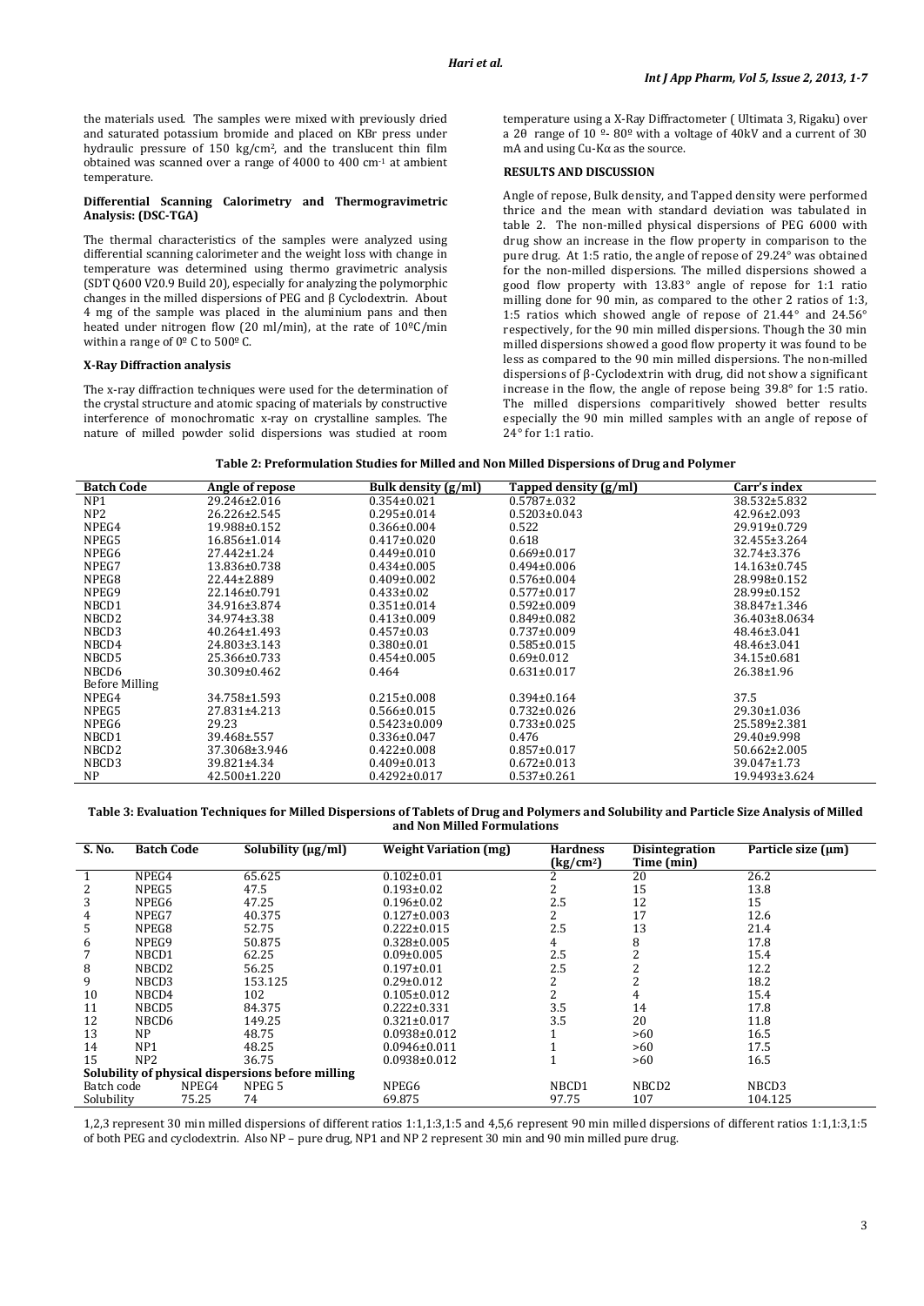the materials used. The samples were mixed with previously dried and saturated potassium bromide and placed on KBr press under hydraulic pressure of 150 kg/cm$^2$, and the translucent thin film obtained was scanned over a range of 4000 to 400 cm$^{-1}$ at ambient temperature.

### Differential Scanning Calorimetry and Thermogravimetric Analysis: (DSC-TGA)

The thermal characteristics of the samples were analyzed using differential scanning calorimeter and the weight loss with change in temperature was determined using thermo gravimetric analysis (SDT Q600 V20.9 Build 20), especially for analyzing the polymorphic changes in the milled dispersions of PEG and β Cyclodextrin. About 4 mg of the sample was placed in the aluminium pans and then heated under nitrogen flow (20 ml/min), at the rate of 10ºC/min within a range of 0º C to 500º C.

### X-Ray Diffraction analysis

The x-ray diffraction techniques were used for the determination of the crystal structure and atomic spacing of materials by constructive interference of monochromatic x-ray on crystalline samples. The nature of milled powder solid dispersions was studied at room temperature using a X-Ray Diffractometer ( Ultimata 3, Rigaku) over a 2θ range of 10 º- 80º with a voltage of 40kV and a current of 30 mA and using Cu-Kα as the source.

## RESULTS AND DISCUSSION

Angle of repose, Bulk density, and Tapped density were performed thrice and the mean with standard deviation was tabulated in table 2. The non-milled physical dispersions of PEG 6000 with drug show an increase in the flow property in comparison to the pure drug. At 1:5 ratio, the angle of repose of 29.24° was obtained for the non-milled dispersions. The milled dispersions showed a good flow property with 13.83° angle of repose for 1:1 ratio milling done for 90 min, as compared to the other 2 ratios of 1:3, 1:5 ratios which showed angle of repose of 21.44° and 24.56° respectively, for the 90 min milled dispersions. Though the 30 min milled dispersions showed a good flow property it was found to be less as compared to the 90 min milled dispersions. The non-milled dispersions of β-Cyclodextrin with drug, did not show a significant increase in the flow, the angle of repose being 39.8° for 1:5 ratio. The milled dispersions comparitively showed better results especially the 90 min milled samples with an angle of repose of 24° for 1:1 ratio.

**Table 2: Preformulation Studies for Milled and Non Milled Dispersions of Drug and Polymer**

| Batch Code | Angle of repose | Bulk density (g/ml) | Tapped density (g/ml) | Carr's index |
|---|---|---|---|---|
| NP1 | 29.246±2.016 | 0.354±0.021 | 0.5787±.032 | 38.532±5.832 |
| NP2 | 26.226±2.545 | 0.295±0.014 | 0.5203±0.043 | 42.96±2.093 |
| NPEG4 | 19.988±0.152 | 0.366±0.004 | 0.522 | 29.919±0.729 |
| NPEG5 | 16.856±1.014 | 0.417±0.020 | 0.618 | 32.455±3.264 |
| NPEG6 | 27.442±1.24 | 0.449±0.010 | 0.669±0.017 | 32.74±3.376 |
| NPEG7 | 13.836±0.738 | 0.434±0.005 | 0.494±0.006 | 14.163±0.745 |
| NPEG8 | 22.44±2.889 | 0.409±0.002 | 0.576±0.004 | 28.998±0.152 |
| NPEG9 | 22.146±0.791 | 0.433±0.02 | 0.577±0.017 | 28.99±0.152 |
| NBCD1 | 34.916±3.874 | 0.351±0.014 | 0.592±0.009 | 38.847±1.346 |
| NBCD2 | 34.974±3.38 | 0.413±0.009 | 0.849±0.082 | 36.403±8.0634 |
| NBCD3 | 40.264±1.493 | 0.457±0.03 | 0.737±0.009 | 48.46±3.041 |
| NBCD4 | 24.803±3.143 | 0.380±0.01 | 0.585±0.015 | 48.46±3.041 |
| NBCD5 | 25.366±0.733 | 0.454±0.005 | 0.69±0.012 | 34.15±0.681 |
| NBCD6 | 30.309±0.462 | 0.464 | 0.631±0.017 | 26.38±1.96 |
| Before Milling | | | | |
| NPEG4 | 34.758±1.593 | 0.215±0.008 | 0.394±0.164 | 37.5 |
| NPEG5 | 27.831±4.213 | 0.566±0.015 | 0.732±0.026 | 29.30±1.036 |
| NPEG6 | 29.23 | 0.5423±0.009 | 0.733±0.025 | 25.589±2.381 |
| NBCD1 | 39.468±.557 | 0.336±0.047 | 0.476 | 29.40±9.998 |
| NBCD2 | 37.3068±3.946 | 0.422±0.008 | 0.857±0.017 | 50.662±2.005 |
| NBCD3 | 39.821±4.34 | 0.409±0.013 | 0.672±0.013 | 39.047±1.73 |
| NP | 42.500±1.220 | 0.4292±0.017 | 0.537±0.261 | 19.9493±3.624 |

**Table 3: Evaluation Techniques for Milled Dispersions of Tablets of Drug and Polymers and Solubility and Particle Size Analysis of Milled and Non Milled Formulations**

| S. No. | Batch Code | Solubility (µg/ml) | Weight Variation (mg) | Hardness (kg/cm$^2$) | Disintegration Time (min) | Particle size (µm) |
|---|---|---|---|---|---|---|
| 1 | NPEG4 | 65.625 | 0.102±0.01 | 2 | 20 | 26.2 |
| 2 | NPEG5 | 47.5 | 0.193±0.02 | 2 | 15 | 13.8 |
| 3 | NPEG6 | 47.25 | 0.196±0.02 | 2.5 | 12 | 15 |
| 4 | NPEG7 | 40.375 | 0.127±0.003 | 2 | 17 | 12.6 |
| 5 | NPEG8 | 52.75 | 0.222±0.015 | 2.5 | 13 | 21.4 |
| 6 | NPEG9 | 50.875 | 0.328±0.005 | 4 | 8 | 17.8 |
| 7 | NBCD1 | 62.25 | 0.09±0.005 | 2.5 | 2 | 15.4 |
| 8 | NBCD2 | 56.25 | 0.197±0.01 | 2.5 | 2 | 12.2 |
| 9 | NBCD3 | 153.125 | 0.29±0.012 | 2 | 2 | 18.2 |
| 10 | NBCD4 | 102 | 0.105±0.012 | 2 | 4 | 15.4 |
| 11 | NBCD5 | 84.375 | 0.222±0.331 | 3.5 | 14 | 17.8 |
| 12 | NBCD6 | 149.25 | 0.321±0.017 | 3.5 | 20 | 11.8 |
| 13 | NP | 48.75 | 0.0938±0.012 | 1 | >60 | 16.5 |
| 14 | NP1 | 48.25 | 0.0946±0.011 | 1 | >60 | 17.5 |
| 15 | NP2 | 36.75 | 0.0938±0.012 | 1 | >60 | 16.5 |
| **Solubility of physical dispersions before milling** | | | | | | |
| Batch code | NPEG4 | NPEG 5 | NPEG6 | NBCD1 | NBCD2 | NBCD3 |
| Solubility | 75.25 | 74 | 69.875 | 97.75 | 107 | 104.125 |

1,2,3 represent 30 min milled dispersions of different ratios 1:1,1:3,1:5 and 4,5,6 represent 90 min milled dispersions of different ratios 1:1,1:3,1:5 of both PEG and cyclodextrin. Also NP – pure drug, NP1 and NP 2 represent 30 min and 90 min milled pure drug.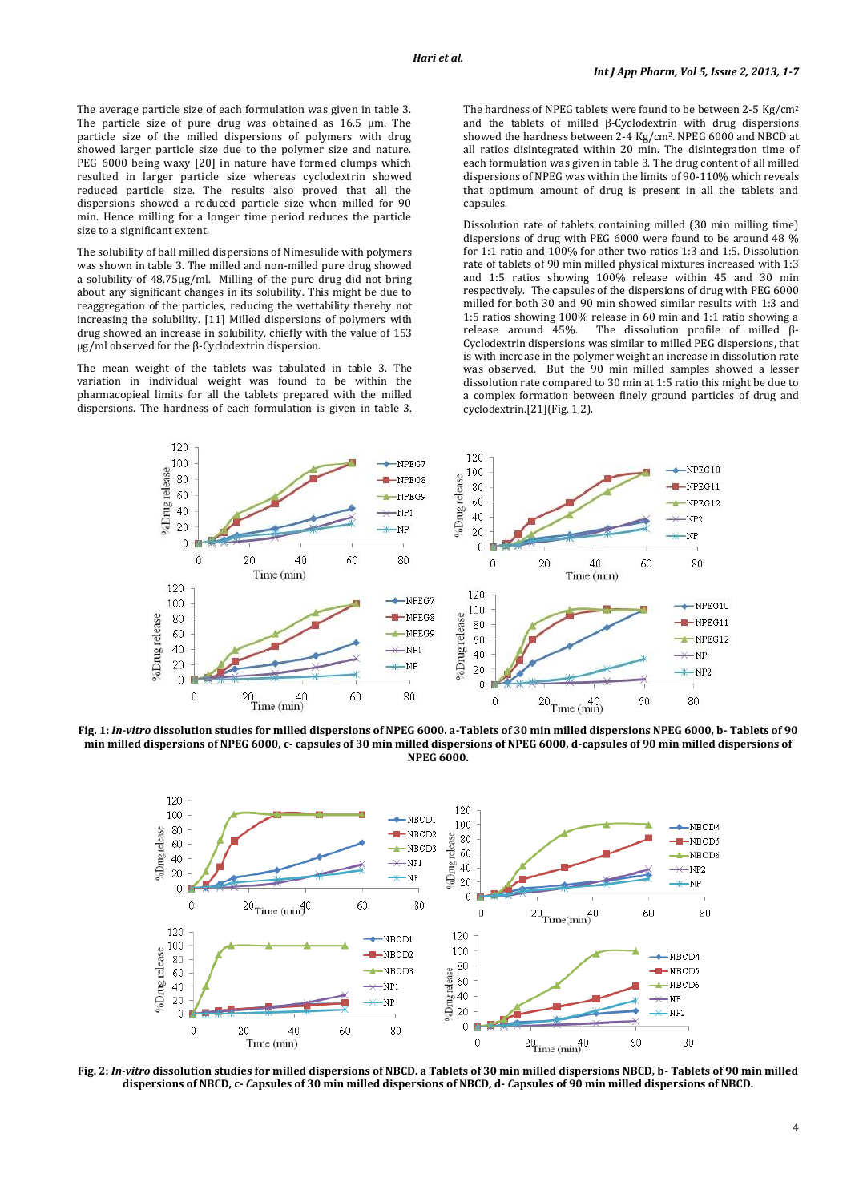The average particle size of each formulation was given in table 3. The particle size of pure drug was obtained as 16.5 µm. The particle size of the milled dispersions of polymers with drug showed larger particle size due to the polymer size and nature. PEG 6000 being waxy [20] in nature have formed clumps which resulted in larger particle size whereas cyclodextrin showed reduced particle size. The results also proved that all the dispersions showed a reduced particle size when milled for 90 min. Hence milling for a longer time period reduces the particle size to a significant extent.

The solubility of ball milled dispersions of Nimesulide with polymers was shown in table 3. The milled and non-milled pure drug showed a solubility of 48.75µg/ml. Milling of the pure drug did not bring about any significant changes in its solubility. This might be due to reaggregation of the particles, reducing the wettability thereby not increasing the solubility. [11] Milled dispersions of polymers with drug showed an increase in solubility, chiefly with the value of 153 µg/ml observed for the β-Cyclodextrin dispersion.

The mean weight of the tablets was tabulated in table 3. The variation in individual weight was found to be within the pharmacopieal limits for all the tablets prepared with the milled dispersions. The hardness of each formulation is given in table 3.

The hardness of NPEG tablets were found to be between 2-5 Kg/cm$^2$ and the tablets of milled β-Cyclodextrin with drug dispersions showed the hardness between 2-4 Kg/cm$^2$. NPEG 6000 and NBCD at all ratios disintegrated within 20 min. The disintegration time of each formulation was given in table 3. The drug content of all milled dispersions of NPEG was within the limits of 90-110% which reveals that optimum amount of drug is present in all the tablets and capsules.

Dissolution rate of tablets containing milled (30 min milling time) dispersions of drug with PEG 6000 were found to be around 48 % for 1:1 ratio and 100% for other two ratios 1:3 and 1:5. Dissolution rate of tablets of 90 min milled physical mixtures increased with 1:3 and 1:5 ratios showing 100% release within 45 and 30 min respectively. The capsules of the dispersions of drug with PEG 6000 milled for both 30 and 90 min showed similar results with 1:3 and 1:5 ratios showing 100% release in 60 min and 1:1 ratio showing a release around 45%. The dissolution profile of milled β-Cyclodextrin dispersions was similar to milled PEG dispersions, that is with increase in the polymer weight an increase in dissolution rate was observed. But the 90 min milled samples showed a lesser dissolution rate compared to 30 min at 1:5 ratio this might be due to a complex formation between finely ground particles of drug and cyclodextrin.[21](Fig. 1,2).

**Fig. 1: *In-vitro* dissolution studies for milled dispersions of NPEG 6000. a-Tablets of 30 min milled dispersions NPEG 6000, b- Tablets of 90 min milled dispersions of NPEG 6000, c- capsules of 30 min milled dispersions of NPEG 6000, d-capsules of 90 min milled dispersions of NPEG 6000.**

**Fig. 2: *In-vitro* dissolution studies for milled dispersions of NBCD. a Tablets of 30 min milled dispersions NBCD, b- Tablets of 90 min milled dispersions of NBCD, c- *C*apsules of 30 min milled dispersions of NBCD, d- *C*apsules of 90 min milled dispersions of NBCD.**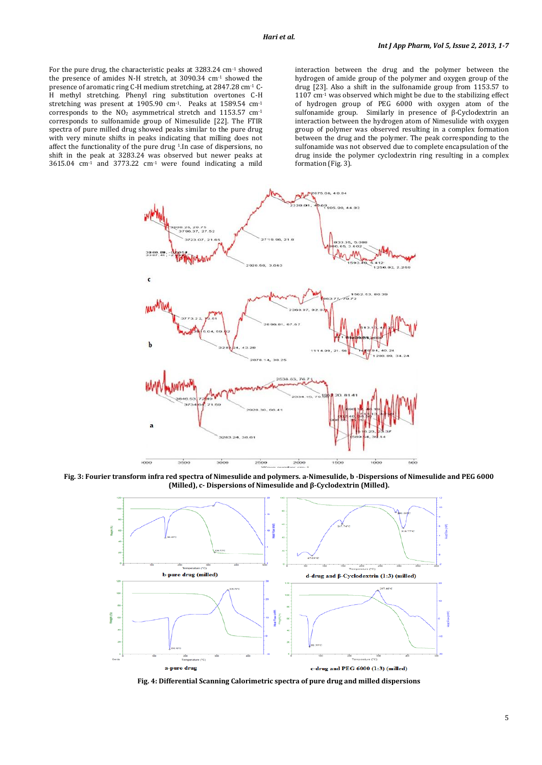For the pure drug, the characteristic peaks at 3283.24 cm$^{-1}$ showed the presence of amides N-H stretch, at 3090.34 cm$^{-1}$ showed the presence of aromatic ring C-H medium stretching, at 2847.28 cm$^{-1}$ C-H methyl stretching. Phenyl ring substitution overtones C-H stretching was present at 1905.90 cm$^{-1}$. Peaks at 1589.54 cm$^{-1}$ corresponds to the $NO_2$ asymmetrical stretch and 1153.57 cm$^{-1}$ corresponds to sulfonamide group of Nimesulide [22]. The FTIR spectra of pure milled drug showed peaks similar to the pure drug with very minute shifts in peaks indicating that milling does not affect the functionality of the pure drug [1]. In case of dispersions, no shift in the peak at 3283.24 was observed but newer peaks at 3615.04 cm$^{-1}$ and 3773.22 cm$^{-1}$ were found indicating a mild interaction between the drug and the polymer between the hydrogen of amide group of the polymer and oxygen group of the drug [23]. Also a shift in the sulfonamide group from 1153.57 to 1107 cm$^{-1}$ was observed which might be due to the stabilizing effect of hydrogen group of PEG 6000 with oxygen atom of the sulfonamide group. Similarly in presence of β-Cyclodextrin an interaction between the hydrogen atom of Nimesulide with oxygen group of polymer was observed resulting in a complex formation between the drug and the polymer. The peak corresponding to the sulfonamide was not observed due to complete encapsulation of the drug inside the polymer cyclodextrin ring resulting in a complex formation (Fig. 3).

**Fig. 3: Fourier transform infra red spectra of Nimesulide and polymers. a-Nimesulide, b -Dispersions of Nimesulide and PEG 6000 (Milled), c- Dispersions of Nimesulide and β-Cyclodextrin (Milled).**

**Fig. 4: Differential Scanning Calorimetric spectra of pure drug and milled dispersions**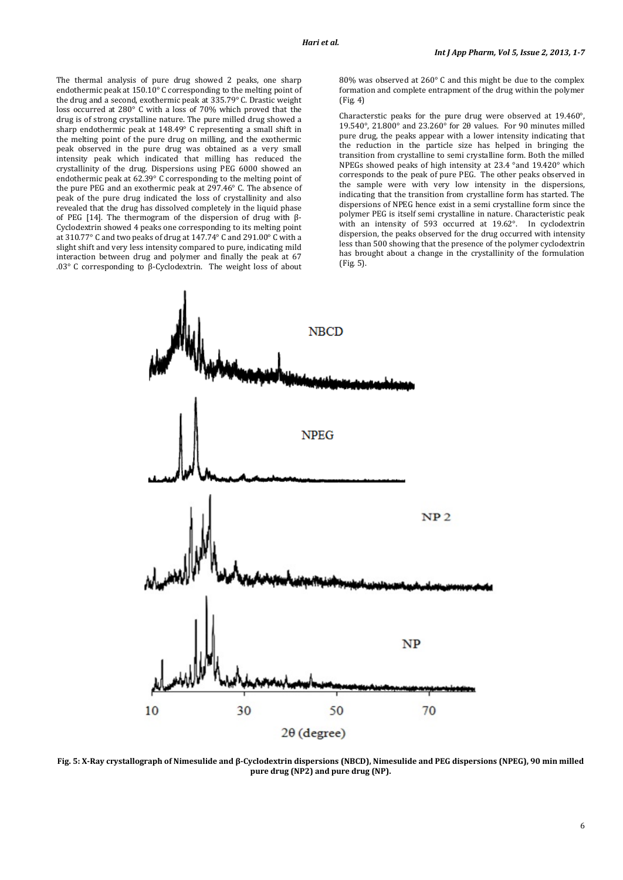The thermal analysis of pure drug showed 2 peaks, one sharp endothermic peak at 150.10° C corresponding to the melting point of the drug and a second, exothermic peak at 335.79° C. Drastic weight loss occurred at 280° C with a loss of 70% which proved that the drug is of strong crystalline nature. The pure milled drug showed a sharp endothermic peak at 148.49° C representing a small shift in the melting point of the pure drug on milling, and the exothermic peak observed in the pure drug was obtained as a very small intensity peak which indicated that milling has reduced the crystallinity of the drug. Dispersions using PEG 6000 showed an endothermic peak at 62.39° C corresponding to the melting point of the pure PEG and an exothermic peak at 297.46° C. The absence of peak of the pure drug indicated the loss of crystallinity and also revealed that the drug has dissolved completely in the liquid phase of PEG [14]. The thermogram of the dispersion of drug with β-Cyclodextrin showed 4 peaks one corresponding to its melting point at 310.77° C and two peaks of drug at 147.74° C and 291.00° C with a slight shift and very less intensity compared to pure, indicating mild interaction between drug and polymer and finally the peak at 67 .03° C corresponding to β-Cyclodextrin. The weight loss of about 80% was observed at 260° C and this might be due to the complex formation and complete entrapment of the drug within the polymer (Fig. 4)

Characterstic peaks for the pure drug were observed at 19.460°, 19.540°, 21.800° and 23.260° for 2θ values. For 90 minutes milled pure drug, the peaks appear with a lower intensity indicating that the reduction in the particle size has helped in bringing the transition from crystalline to semi crystalline form. Both the milled NPEGs showed peaks of high intensity at 23.4 °and 19.420° which corresponds to the peak of pure PEG. The other peaks observed in the sample were with very low intensity in the dispersions, indicating that the transition from crystalline form has started. The dispersions of NPEG hence exist in a semi crystalline form since the polymer PEG is itself semi crystalline in nature. Characteristic peak with an intensity of 593 occurred at 19.62°. In cyclodextrin dispersion, the peaks observed for the drug occurred with intensity less than 500 showing that the presence of the polymer cyclodextrin has brought about a change in the crystallinity of the formulation (Fig. 5).

**Fig. 5: X-Ray crystallograph of Nimesulide and β-Cyclodextrin dispersions (NBCD), Nimesulide and PEG dispersions (NPEG), 90 min milled pure drug (NP2) and pure drug (NP).**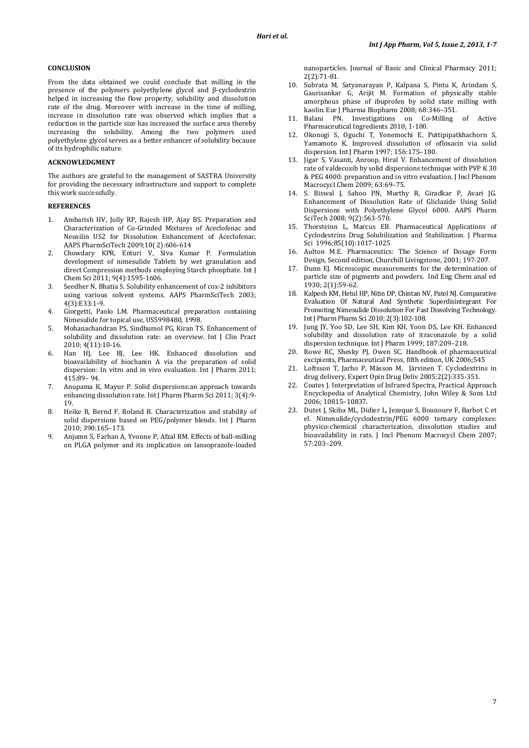## CONCLUSION

From the data obtained we could conclude that milling in the presence of the polymers polyethylene glycol and β-cyclodextrin helped in increasing the flow property, solubility and dissolution rate of the drug. Moreover with increase in the time of milling, increase in dissolution rate was observed which implies that a reduction in the particle size has increased the surface area thereby increasing the solubility. Among the two polymers used polyethylene glycol serves as a better enhancer of solubility because of its hydrophilic nature.

## ACKNOWLEDGMENT

The authors are grateful to the management of SASTRA University for providing the necessary infrastructure and support to complete this work successfully.

## REFERENCES

1. Ambarish HV, Jolly RP, Rajesh HP, Ajay BS. Preparation and Characterization of Co-Grinded Mixtures of Aceclofenac and Neusilin US2 for Dissolution Enhancement of Aceclofenac. AAPS PharmSciTech 2009;10( 2):606-614
2. Chowdary KPR, Enturi V, Siva Kumar P. Formulation development of nimesulide Tablets by wet granulation and direct Compression methods employing Starch phosphate. Int J Chem Sci 2011; 9(4):1595-1606.
3. Seedher N, Bhatia S. Solubility enhancement of cox-2 inhibitors using various solvent systems. AAPS PharmSciTech 2003; 4(3):E33:1-9.
4. Giorgetti, Paolo LM. Pharmaceutical preparation containing Nimesulide for topical use, US5998480, 1998.
5. Mohanachandran PS, Sindhumol PG, Kiran TS. Enhancement of solubility and dissolution rate: an overview. Int J Clin Pract 2010; 4(11):10-16.
6. Han HJ, Lee BJ, Lee HK. Enhanced dissolution and bioavailability of biochanin A via the preparation of solid dispersion: In vitro and in vivo evaluation. Int J Pharm 2011; 415:89– 94.
7. Anupama K, Mayur P. Solid dispersions:an approach towards enhancing dissolution rate. Int J Pharm Pharm Sci 2011; 3(4):9-19.
8. Heike B, Bernd F, Roland B. Characterization and stability of solid dispersions based on PEG/polymer blends. Int J Pharm 2010; 390:165–173.
9. Anjumn S, Farhan A, Yvonne P, Afzal RM. Effects of ball-milling on PLGA polymer and its implication on lansoprazole-loaded nanoparticles. Journal of Basic and Clinical Pharmacy 2011; 2(2):71-81.
10. Subrata M, Satyanarayan P, Kalpana S, Pintu K, Arindam S, Gaurisankar G, Arijit M. Formation of physically stable amorphous phase of ibuprofen by solid state milling with kaolin. Eur J Pharma Biopharm 2008; 68:346–351.
11. Balani PN. Investigations on Co-Milling of Active Pharmaceutical Ingredients 2010; 1-100.
12. Okonogi S, Oguchi T, Yonemochi E, Puttipipatkhachorn S, Yamamoto K. Improved dissolution of ofloxacin via solid dispersion. Int J Pharm 1997; 156:175–180.
13. Jigar S, Vasanti, Anroop, Hiral V. Enhancement of dissolution rate of valdecoxib by solid dispersions technique with PVP K 30 & PEG 4000: preparation and in vitro evaluation. J Incl Phenom Macrocycl Chem 2009; 63:69–75.
14. S. Biswal J, Sahoo PN, Murthy R, Giradkar P, Avari JG. Enhancement of Dissolution Rate of Gliclazide Using Solid Dispersions with Polyethylene Glycol 6000. AAPS Pharm SciTech 2008; 9(2):563-570.
15. Thorsteinn L, Marcus EB. Pharmaceutical Applications of Cyclodextrins Drug Solubilization and Stabilization. J Pharma Sci 1996;85(10):1017-1025
16. Aulton M.E. Pharmaceutics: The Science of Dosage Form Design, Second edition, Churchill Livingstone, 2001; 197-207.
17. Dunn EJ. Microscopic measurements for the determination of particle size of pigments and powders. Ind Eng Chem anal ed 1930; 2(1):59-62.
18. Kalpesh KM, Hetul HP, Nitin DP, Chintan NV, Patel NJ. Comparative Evaluation Of Natural And Synthetic Superdisintegrant For Promoting Nimesulide Dissolution For Fast Dissolving Technology. Int J Pharm Pharm Sci 2010; 2(3):102-108.
19. Jung JY, Yoo SD, Lee SH, Kim KH, Yoon DS, Lee KH. Enhanced solubility and dissolution rate of itraconazole by a solid dispersion technique. Int J Pharm 1999; 187:209–218.
20. Rowe RC, Shesky PJ, Owen SC. Handbook of pharmaceutical excipients, Pharmaceutical Press, fifth edition, UK 2006;545
21. Loftsson T, Jarho P, Másson M, Järvinen T. Cyclodextrins in drug delivery, Expert Opin Drug Deliv 2005;2(2):335-351.
22. Coates J. Interpretation of Infrared Spectra, Practical Approach Encyclopedia of Analytical Chemistry, John Wiley & Sons Ltd 2006; 10815–10837.
23. Dutet J, Skiba ML, Didier L, Jezeque S, Bounoure F, Barbot C et el. Nimesulide/cyclodextrin/PEG 6000 ternary complexes: physico-chemical characterization, dissolution studies and bioavailability in rats. J Incl Phenom Macrocycl Chem 2007; 57:203–209.